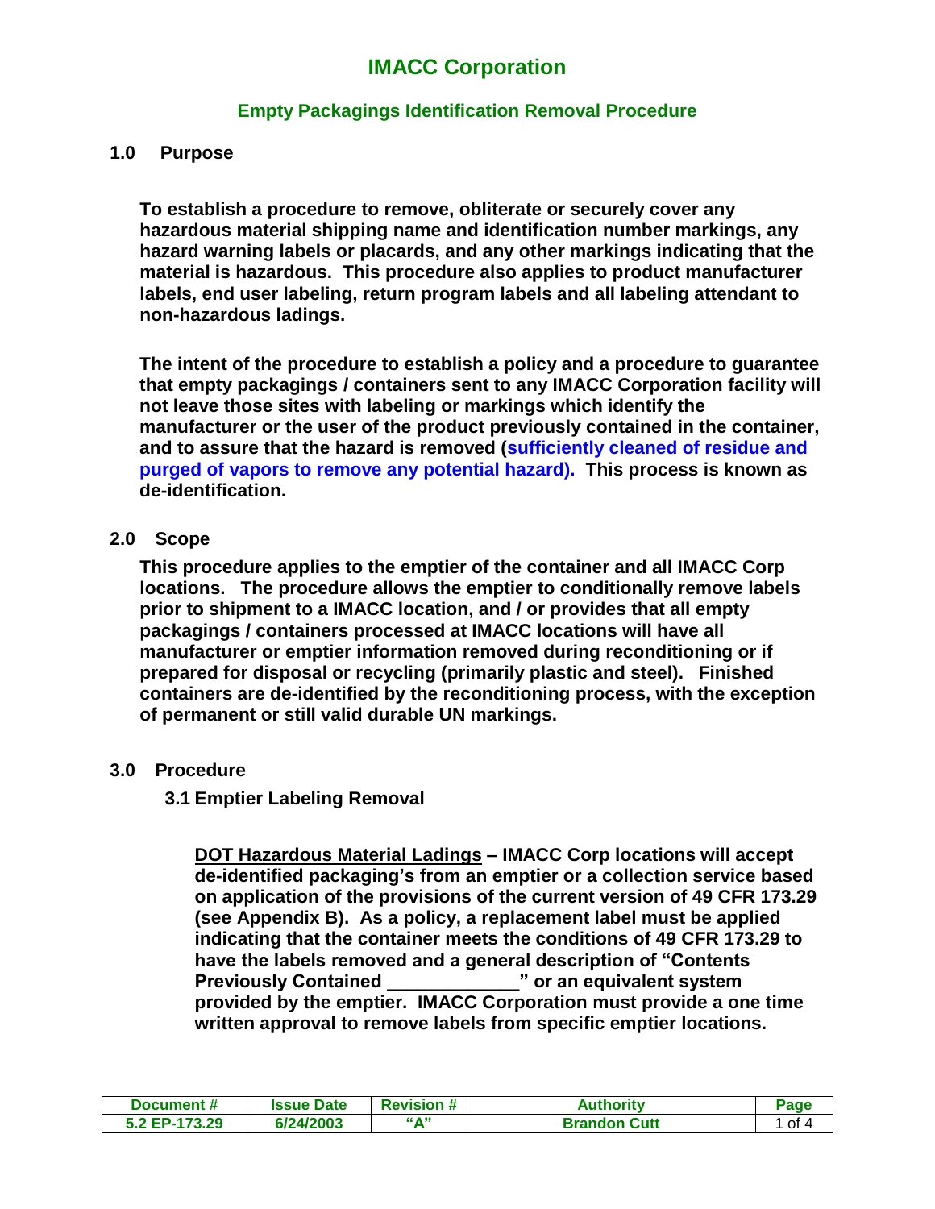# IMACC Corporation

## Empty Packagings Identification Removal Procedure

### 1.0 Purpose

**To establish a procedure to remove, obliterate or securely cover any hazardous material shipping name and identification number markings, any hazard warning labels or placards, and any other markings indicating that the material is hazardous. This procedure also applies to product manufacturer labels, end user labeling, return program labels and all labeling attendant to non-hazardous ladings.**

**The intent of the procedure to establish a policy and a procedure to guarantee that empty packagings / containers sent to any IMACC Corporation facility will not leave those sites with labeling or markings which identify the manufacturer or the user of the product previously contained in the container, and to assure that the hazard is removed (sufficiently cleaned of residue and purged of vapors to remove any potential hazard). This process is known as de-identification.**

### 2.0 Scope

**This procedure applies to the emptier of the container and all IMACC Corp locations. The procedure allows the emptier to conditionally remove labels prior to shipment to a IMACC location, and / or provides that all empty packagings / containers processed at IMACC locations will have all manufacturer or emptier information removed during reconditioning or if prepared for disposal or recycling (primarily plastic and steel). Finished containers are de-identified by the reconditioning process, with the exception of permanent or still valid durable UN markings.**

### 3.0 Procedure

#### 3.1 Emptier Labeling Removal

**<u>DOT Hazardous Material Ladings</u> – IMACC Corp locations will accept de-identified packaging's from an emptier or a collection service based on application of the provisions of the current version of 49 CFR 173.29 (see Appendix B). As a policy, a replacement label must be applied indicating that the container meets the conditions of 49 CFR 173.29 to have the labels removed and a general description of "Contents Previously Contained \_\_\_\_\_\_\_\_\_\_\_\_" or an equivalent system provided by the emptier. IMACC Corporation must provide a one time written approval to remove labels from specific emptier locations.**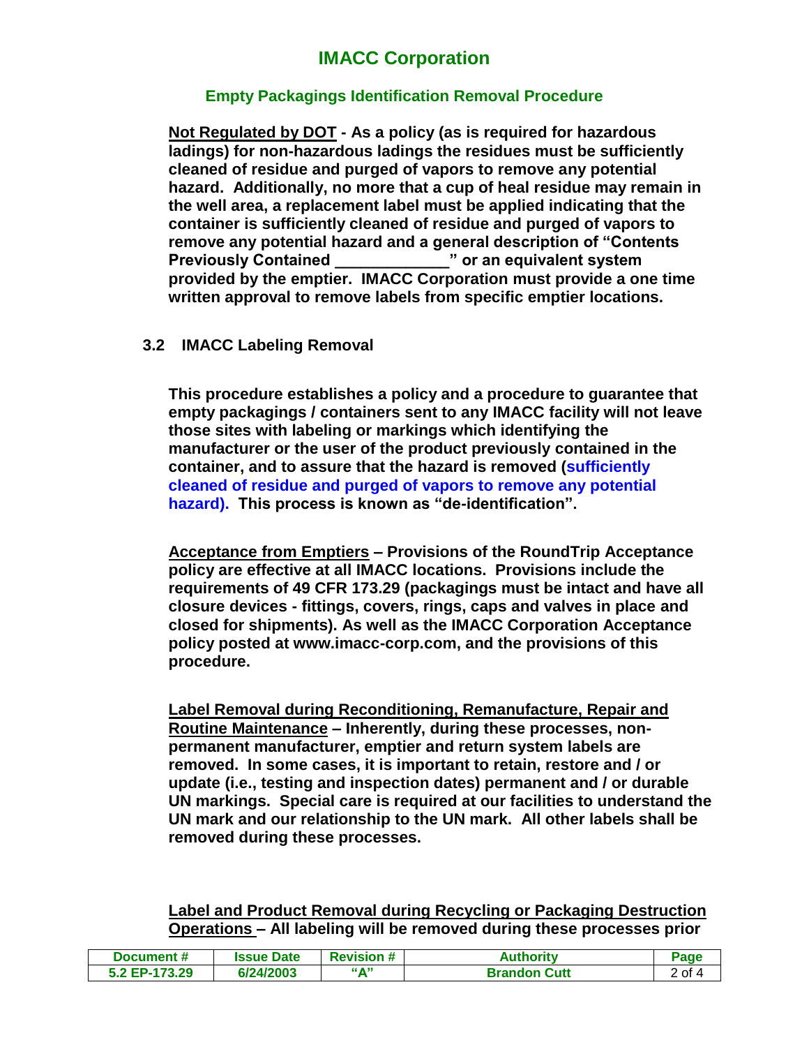**Not Regulated by DOT - As a policy (as is required for hazardous ladings) for non-hazardous ladings the residues must be sufficiently cleaned of residue and purged of vapors to remove any potential hazard. Additionally, no more that a cup of heal residue may remain in the well area, a replacement label must be applied indicating that the container is sufficiently cleaned of residue and purged of vapors to remove any potential hazard and a general description of "Contents Previously Contained _____________" or an equivalent system provided by the emptier. IMACC Corporation must provide a one time written approval to remove labels from specific emptier locations.**

### 3.2 IMACC Labeling Removal

**This procedure establishes a policy and a procedure to guarantee that empty packagings / containers sent to any IMACC facility will not leave those sites with labeling or markings which identifying the manufacturer or the user of the product previously contained in the container, and to assure that the hazard is removed (sufficiently cleaned of residue and purged of vapors to remove any potential hazard). This process is known as "de-identification".**

**Acceptance from Emptiers – Provisions of the RoundTrip Acceptance policy are effective at all IMACC locations. Provisions include the requirements of 49 CFR 173.29 (packagings must be intact and have all closure devices - fittings, covers, rings, caps and valves in place and closed for shipments). As well as the IMACC Corporation Acceptance policy posted at www.imacc-corp.com, and the provisions of this procedure.**

**Label Removal during Reconditioning, Remanufacture, Repair and Routine Maintenance – Inherently, during these processes, non-permanent manufacturer, emptier and return system labels are removed. In some cases, it is important to retain, restore and / or update (i.e., testing and inspection dates) permanent and / or durable UN markings. Special care is required at our facilities to understand the UN mark and our relationship to the UN mark. All other labels shall be removed during these processes.**

**Label and Product Removal during Recycling or Packaging Destruction Operations – All labeling will be removed during these processes prior**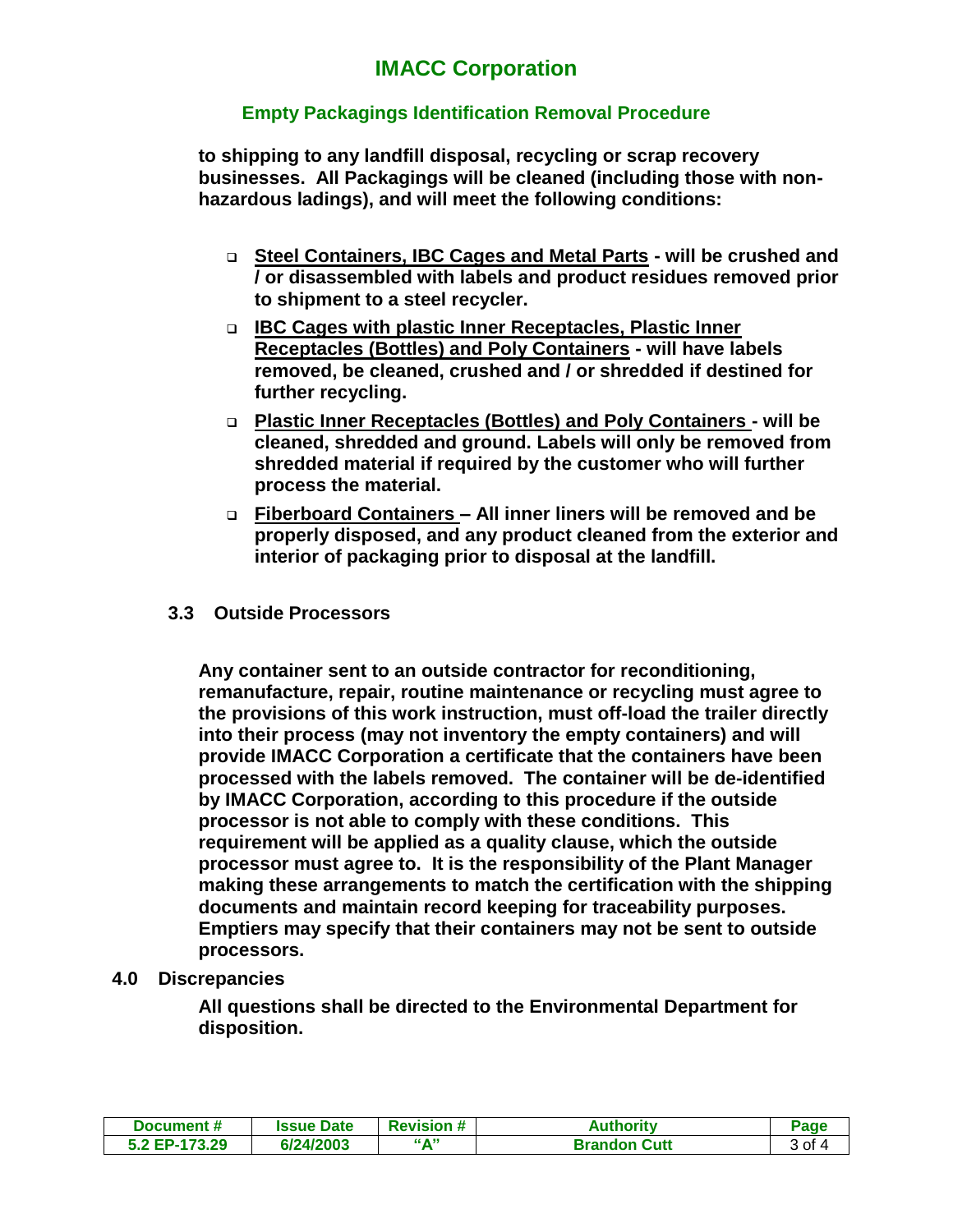**to shipping to any landfill disposal, recycling or scrap recovery businesses. All Packagings will be cleaned (including those with non-hazardous ladings), and will meet the following conditions:**

- **Steel Containers, IBC Cages and Metal Parts - will be crushed and / or disassembled with labels and product residues removed prior to shipment to a steel recycler.**
- **IBC Cages with plastic Inner Receptacles, Plastic Inner Receptacles (Bottles) and Poly Containers - will have labels removed, be cleaned, crushed and / or shredded if destined for further recycling.**
- **Plastic Inner Receptacles (Bottles) and Poly Containers - will be cleaned, shredded and ground. Labels will only be removed from shredded material if required by the customer who will further process the material.**
- **Fiberboard Containers – All inner liners will be removed and be properly disposed, and any product cleaned from the exterior and interior of packaging prior to disposal at the landfill.**

### 3.3 Outside Processors

**Any container sent to an outside contractor for reconditioning, remanufacture, repair, routine maintenance or recycling must agree to the provisions of this work instruction, must off-load the trailer directly into their process (may not inventory the empty containers) and will provide IMACC Corporation a certificate that the containers have been processed with the labels removed. The container will be de-identified by IMACC Corporation, according to this procedure if the outside processor is not able to comply with these conditions. This requirement will be applied as a quality clause, which the outside processor must agree to. It is the responsibility of the Plant Manager making these arrangements to match the certification with the shipping documents and maintain record keeping for traceability purposes. Emptiers may specify that their containers may not be sent to outside processors.**

## 4.0 Discrepancies

**All questions shall be directed to the Environmental Department for disposition.**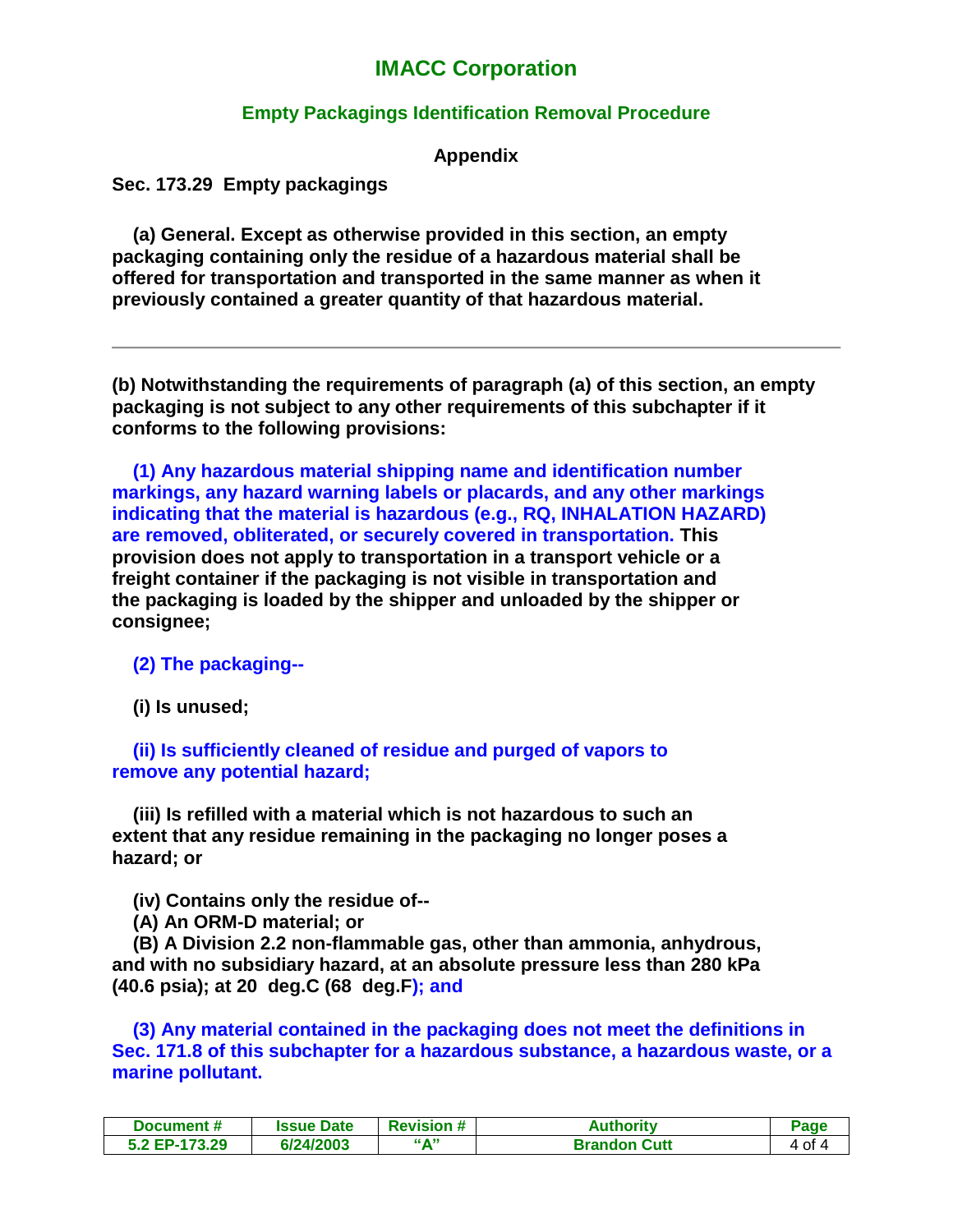## Appendix

### Sec. 173.29 Empty packagings

(a) General. Except as otherwise provided in this section, an empty packaging containing only the residue of a hazardous material shall be offered for transportation and transported in the same manner as when it previously contained a greater quantity of that hazardous material.

---

(b) Notwithstanding the requirements of paragraph (a) of this section, an empty packaging is not subject to any other requirements of this subchapter if it conforms to the following provisions:

(1) Any hazardous material shipping name and identification number markings, any hazard warning labels or placards, and any other markings indicating that the material is hazardous (e.g., RQ, INHALATION HAZARD) are removed, obliterated, or securely covered in transportation. This provision does not apply to transportation in a transport vehicle or a freight container if the packaging is not visible in transportation and the packaging is loaded by the shipper and unloaded by the shipper or consignee;

(2) The packaging--

(i) Is unused;

(ii) Is sufficiently cleaned of residue and purged of vapors to remove any potential hazard;

(iii) Is refilled with a material which is not hazardous to such an extent that any residue remaining in the packaging no longer poses a hazard; or

(iv) Contains only the residue of--
(A) An ORM-D material; or
(B) A Division 2.2 non-flammable gas, other than ammonia, anhydrous, and with no subsidiary hazard, at an absolute pressure less than 280 kPa (40.6 psia); at 20 deg.C (68 deg.F); and

(3) Any material contained in the packaging does not meet the definitions in Sec. 171.8 of this subchapter for a hazardous substance, a hazardous waste, or a marine pollutant.